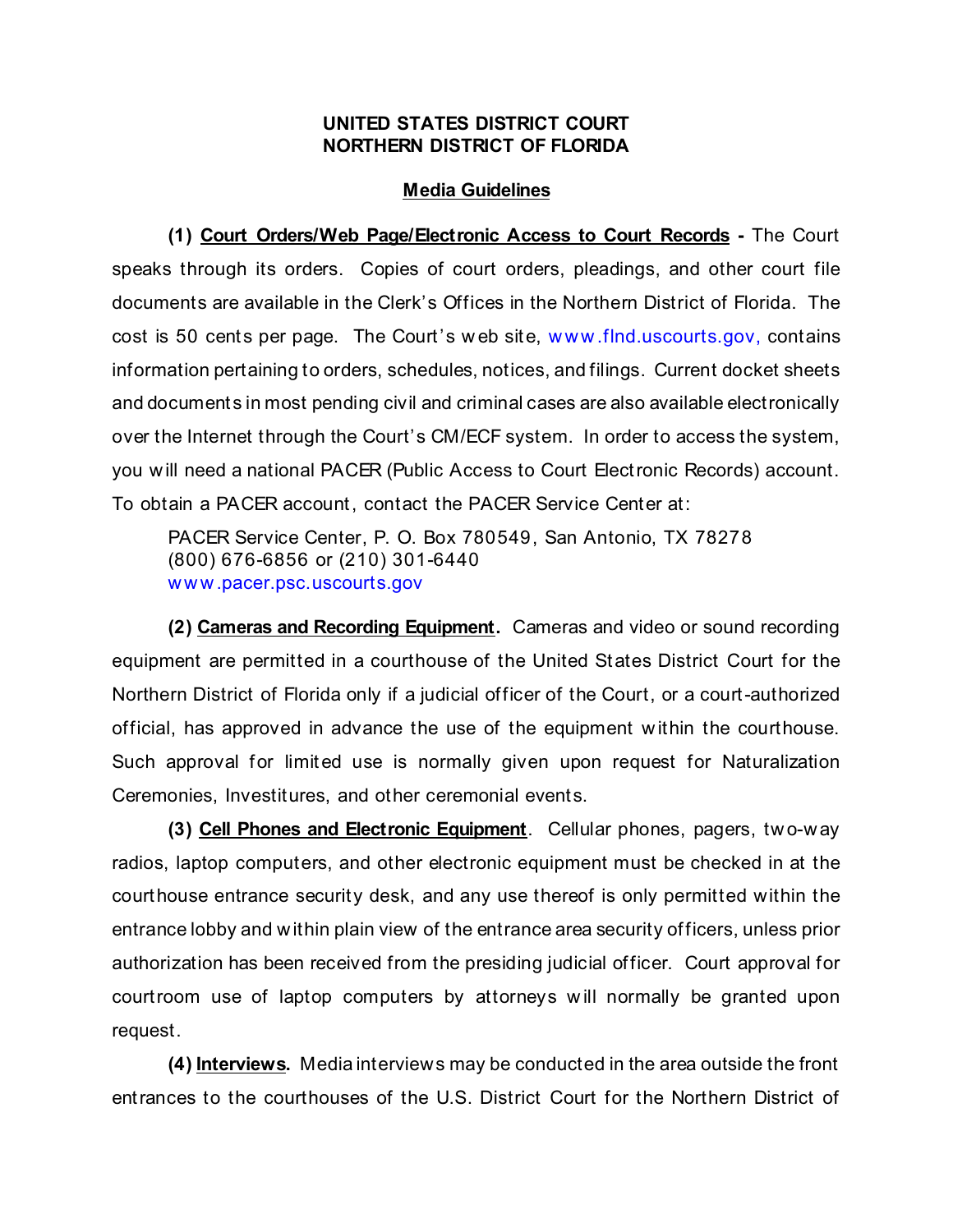**UNITED STATES DISTRICT COURT**
**NORTHERN DISTRICT OF FLORIDA**

**Media Guidelines**

**(1) Court Orders/Web Page/Electronic Access to Court Records -** The Court speaks through its orders. Copies of court orders, pleadings, and other court file documents are available in the Clerk's Offices in the Northern District of Florida. The cost is 50 cents per page. The Court's web site, www.flnd.uscourts.gov, contains information pertaining to orders, schedules, notices, and filings. Current docket sheets and documents in most pending civil and criminal cases are also available electronically over the Internet through the Court's CM/ECF system. In order to access the system, you will need a national PACER (Public Access to Court Electronic Records) account. To obtain a PACER account, contact the PACER Service Center at:

PACER Service Center, P. O. Box 780549, San Antonio, TX 78278
(800) 676-6856 or (210) 301-6440
www.pacer.psc.uscourts.gov

**(2) Cameras and Recording Equipment.** Cameras and video or sound recording equipment are permitted in a courthouse of the United States District Court for the Northern District of Florida only if a judicial officer of the Court, or a court-authorized official, has approved in advance the use of the equipment within the courthouse. Such approval for limited use is normally given upon request for Naturalization Ceremonies, Investitures, and other ceremonial events.

**(3) Cell Phones and Electronic Equipment**. Cellular phones, pagers, two-way radios, laptop computers, and other electronic equipment must be checked in at the courthouse entrance security desk, and any use thereof is only permitted within the entrance lobby and within plain view of the entrance area security officers, unless prior authorization has been received from the presiding judicial officer. Court approval for courtroom use of laptop computers by attorneys will normally be granted upon request.

**(4) Interviews.** Media interviews may be conducted in the area outside the front entrances to the courthouses of the U.S. District Court for the Northern District of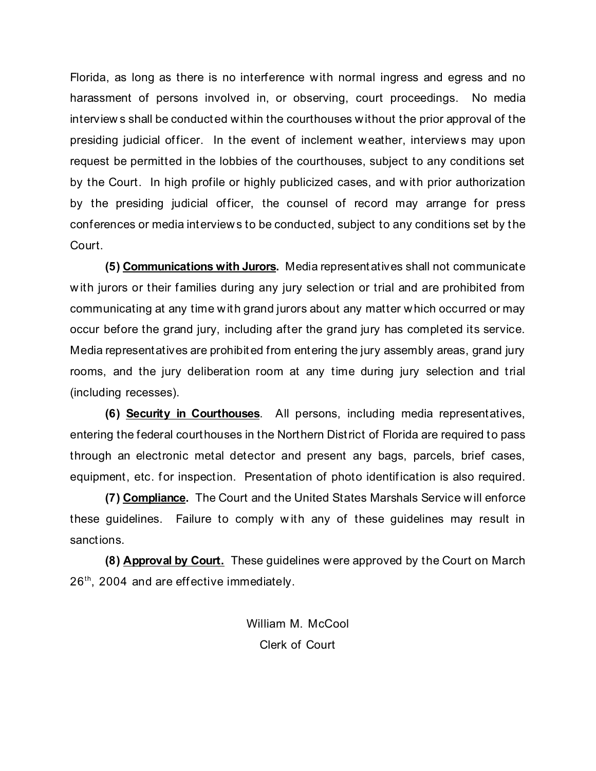Florida, as long as there is no interference with normal ingress and egress and no harassment of persons involved in, or observing, court proceedings. No media interviews shall be conducted within the courthouses without the prior approval of the presiding judicial officer. In the event of inclement weather, interviews may upon request be permitted in the lobbies of the courthouses, subject to any conditions set by the Court. In high profile or highly publicized cases, and with prior authorization by the presiding judicial officer, the counsel of record may arrange for press conferences or media interviews to be conducted, subject to any conditions set by the Court.

**(5) Communications with Jurors.** Media representatives shall not communicate with jurors or their families during any jury selection or trial and are prohibited from communicating at any time with grand jurors about any matter which occurred or may occur before the grand jury, including after the grand jury has completed its service. Media representatives are prohibited from entering the jury assembly areas, grand jury rooms, and the jury deliberation room at any time during jury selection and trial (including recesses).

**(6) Security in Courthouses**. All persons, including media representatives, entering the federal courthouses in the Northern District of Florida are required to pass through an electronic metal detector and present any bags, parcels, brief cases, equipment, etc. for inspection. Presentation of photo identification is also required.

**(7) Compliance.** The Court and the United States Marshals Service will enforce these guidelines. Failure to comply with any of these guidelines may result in sanctions.

**(8) Approval by Court.** These guidelines were approved by the Court on March 26th, 2004 and are effective immediately.

William M. McCool
Clerk of Court